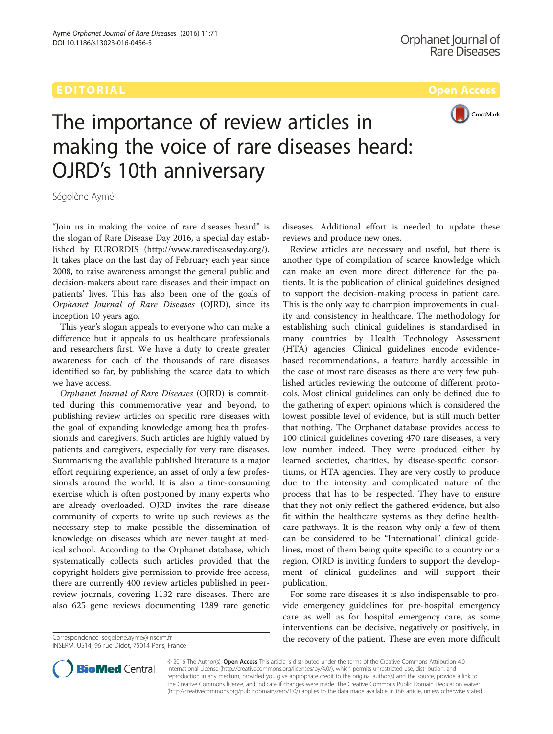EDITORIAL

Open Access

# The importance of review articles in making the voice of rare diseases heard: OJRD's 10th anniversary

Ségolène Aymé

"Join us in making the voice of rare diseases heard" is the slogan of Rare Disease Day 2016, a special day established by EURORDIS (http://www.rarediseaseday.org/). It takes place on the last day of February each year since 2008, to raise awareness amongst the general public and decision-makers about rare diseases and their impact on patients' lives. This has also been one of the goals of *Orphanet Journal of Rare Diseases* (OJRD), since its inception 10 years ago.

This year's slogan appeals to everyone who can make a difference but it appeals to us healthcare professionals and researchers first. We have a duty to create greater awareness for each of the thousands of rare diseases identified so far, by publishing the scarce data to which we have access.

*Orphanet Journal of Rare Diseases* (OJRD) is committed during this commemorative year and beyond, to publishing review articles on specific rare diseases with the goal of expanding knowledge among health professionals and caregivers. Such articles are highly valued by patients and caregivers, especially for very rare diseases. Summarising the available published literature is a major effort requiring experience, an asset of only a few professionals around the world. It is also a time-consuming exercise which is often postponed by many experts who are already overloaded. OJRD invites the rare disease community of experts to write up such reviews as the necessary step to make possible the dissemination of knowledge on diseases which are never taught at medical school. According to the Orphanet database, which systematically collects such articles provided that the copyright holders give permission to provide free access, there are currently 400 review articles published in peer-review journals, covering 1132 rare diseases. There are also 625 gene reviews documenting 1289 rare genetic diseases. Additional effort is needed to update these reviews and produce new ones.

Review articles are necessary and useful, but there is another type of compilation of scarce knowledge which can make an even more direct difference for the patients. It is the publication of clinical guidelines designed to support the decision-making process in patient care. This is the only way to champion improvements in quality and consistency in healthcare. The methodology for establishing such clinical guidelines is standardised in many countries by Health Technology Assessment (HTA) agencies. Clinical guidelines encode evidence-based recommendations, a feature hardly accessible in the case of most rare diseases as there are very few published articles reviewing the outcome of different protocols. Most clinical guidelines can only be defined due to the gathering of expert opinions which is considered the lowest possible level of evidence, but is still much better that nothing. The Orphanet database provides access to 100 clinical guidelines covering 470 rare diseases, a very low number indeed. They were produced either by learned societies, charities, by disease-specific consortiums, or HTA agencies. They are very costly to produce due to the intensity and complicated nature of the process that has to be respected. They have to ensure that they not only reflect the gathered evidence, but also fit within the healthcare systems as they define healthcare pathways. It is the reason why only a few of them can be considered to be "International" clinical guidelines, most of them being quite specific to a country or a region. OJRD is inviting funders to support the development of clinical guidelines and will support their publication.

For some rare diseases it is also indispensable to provide emergency guidelines for pre-hospital emergency care as well as for hospital emergency care, as some interventions can be decisive, negatively or positively, in the recovery of the patient. These are even more difficult

Correspondence: segolene.ayme@inserm.fr
INSERM, US14, 96 rue Didot, 75014 Paris, France

© 2016 The Author(s). **Open Access** This article is distributed under the terms of the Creative Commons Attribution 4.0 International License (http://creativecommons.org/licenses/by/4.0/), which permits unrestricted use, distribution, and reproduction in any medium, provided you give appropriate credit to the original author(s) and the source, provide a link to the Creative Commons license, and indicate if changes were made. The Creative Commons Public Domain Dedication waiver (http://creativecommons.org/publicdomain/zero/1.0/) applies to the data made available in this article, unless otherwise stated.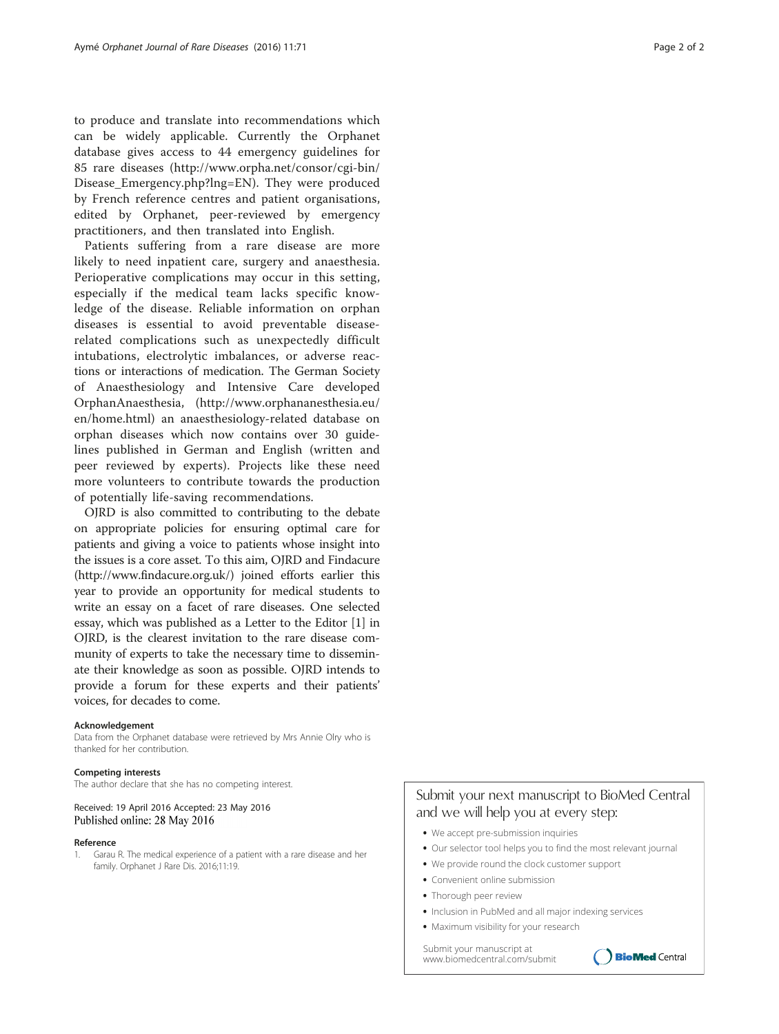to produce and translate into recommendations which can be widely applicable. Currently the Orphanet database gives access to 44 emergency guidelines for 85 rare diseases (http://www.orpha.net/consor/cgi-bin/Disease_Emergency.php?lng=EN). They were produced by French reference centres and patient organisations, edited by Orphanet, peer-reviewed by emergency practitioners, and then translated into English.

Patients suffering from a rare disease are more likely to need inpatient care, surgery and anaesthesia. Perioperative complications may occur in this setting, especially if the medical team lacks specific knowledge of the disease. Reliable information on orphan diseases is essential to avoid preventable disease-related complications such as unexpectedly difficult intubations, electrolytic imbalances, or adverse reactions or interactions of medication. The German Society of Anaesthesiology and Intensive Care developed OrphanAnaesthesia, (http://www.orphananesthesia.eu/en/home.html) an anaesthesiology-related database on orphan diseases which now contains over 30 guidelines published in German and English (written and peer reviewed by experts). Projects like these need more volunteers to contribute towards the production of potentially life-saving recommendations.

OJRD is also committed to contributing to the debate on appropriate policies for ensuring optimal care for patients and giving a voice to patients whose insight into the issues is a core asset. To this aim, OJRD and Findacure (http://www.findacure.org.uk/) joined efforts earlier this year to provide an opportunity for medical students to write an essay on a facet of rare diseases. One selected essay, which was published as a Letter to the Editor [1] in OJRD, is the clearest invitation to the rare disease community of experts to take the necessary time to disseminate their knowledge as soon as possible. OJRD intends to provide a forum for these experts and their patients' voices, for decades to come.

#### Acknowledgement

Data from the Orphanet database were retrieved by Mrs Annie Olry who is thanked for her contribution.

#### Competing interests

The author declare that she has no competing interest.

Received: 19 April 2016 Accepted: 23 May 2016
Published online: 28 May 2016

#### Reference

1. Garau R. The medical experience of a patient with a rare disease and her family. Orphanet J Rare Dis. 2016;11:19.

Submit your next manuscript to BioMed Central and we will help you at every step:

- We accept pre-submission inquiries
- Our selector tool helps you to find the most relevant journal
- We provide round the clock customer support
- Convenient online submission
- Thorough peer review
- Inclusion in PubMed and all major indexing services
- Maximum visibility for your research

Submit your manuscript at www.biomedcentral.com/submit

BioMed Central